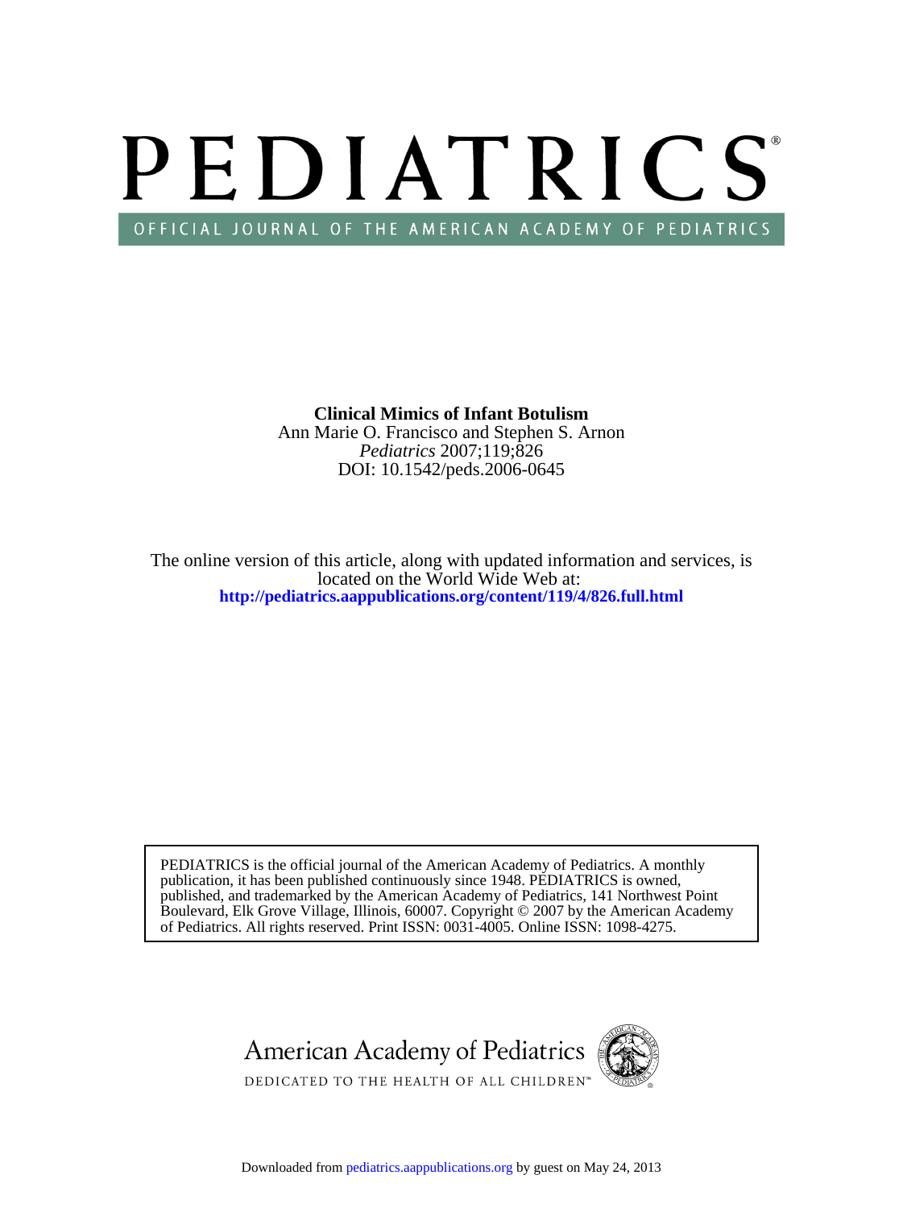# PEDIATRICS®

OFFICIAL JOURNAL OF THE AMERICAN ACADEMY OF PEDIATRICS

**Clinical Mimics of Infant Botulism**

Ann Marie O. Francisco and Stephen S. Arnon

*Pediatrics* 2007;119;826

DOI: 10.1542/peds.2006-0645

The online version of this article, along with updated information and services, is located on the World Wide Web at:

**http://pediatrics.aappublications.org/content/119/4/826.full.html**

PEDIATRICS is the official journal of the American Academy of Pediatrics. A monthly publication, it has been published continuously since 1948. PEDIATRICS is owned, published, and trademarked by the American Academy of Pediatrics, 141 Northwest Point Boulevard, Elk Grove Village, Illinois, 60007. Copyright © 2007 by the American Academy of Pediatrics. All rights reserved. Print ISSN: 0031-4005. Online ISSN: 1098-4275.

American Academy of Pediatrics

DEDICATED TO THE HEALTH OF ALL CHILDREN™

Downloaded from pediatrics.aappublications.org by guest on May 24, 2013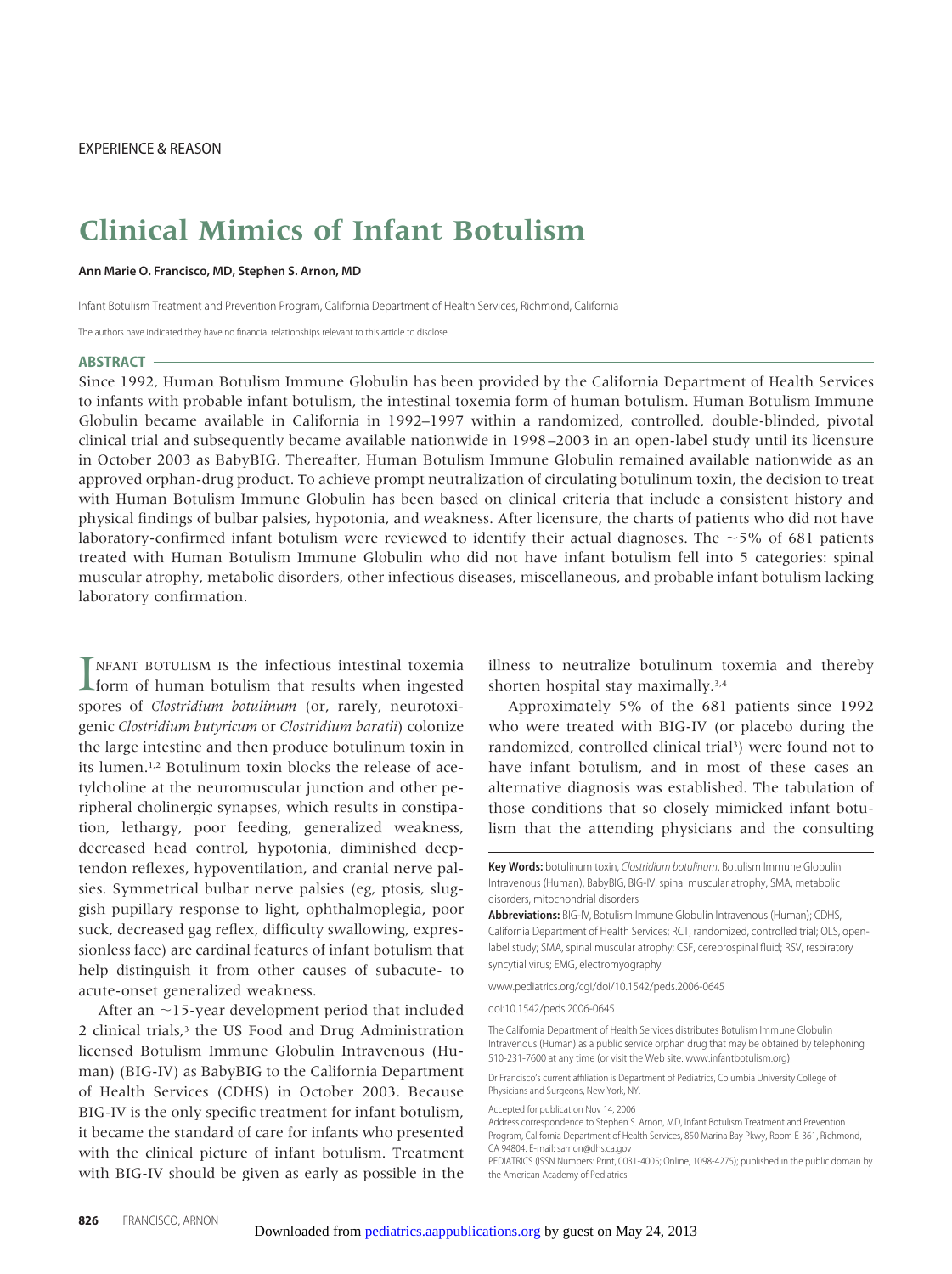EXPERIENCE & REASON

# Clinical Mimics of Infant Botulism

**Ann Marie O. Francisco, MD, Stephen S. Arnon, MD**

Infant Botulism Treatment and Prevention Program, California Department of Health Services, Richmond, California

The authors have indicated they have no financial relationships relevant to this article to disclose.

## ABSTRACT

Since 1992, Human Botulism Immune Globulin has been provided by the California Department of Health Services to infants with probable infant botulism, the intestinal toxemia form of human botulism. Human Botulism Immune Globulin became available in California in 1992–1997 within a randomized, controlled, double-blinded, pivotal clinical trial and subsequently became available nationwide in 1998–2003 in an open-label study until its licensure in October 2003 as BabyBIG. Thereafter, Human Botulism Immune Globulin remained available nationwide as an approved orphan-drug product. To achieve prompt neutralization of circulating botulinum toxin, the decision to treat with Human Botulism Immune Globulin has been based on clinical criteria that include a consistent history and physical findings of bulbar palsies, hypotonia, and weakness. After licensure, the charts of patients who did not have laboratory-confirmed infant botulism were reviewed to identify their actual diagnoses. The ~5% of 681 patients treated with Human Botulism Immune Globulin who did not have infant botulism fell into 5 categories: spinal muscular atrophy, metabolic disorders, other infectious diseases, miscellaneous, and probable infant botulism lacking laboratory confirmation.

INFANT BOTULISM IS the infectious intestinal toxemia form of human botulism that results when ingested spores of *Clostridium botulinum* (or, rarely, neurotoxigenic *Clostridium butyricum* or *Clostridium baratii*) colonize the large intestine and then produce botulinum toxin in its lumen.[1,2] Botulinum toxin blocks the release of acetylcholine at the neuromuscular junction and other peripheral cholinergic synapses, which results in constipation, lethargy, poor feeding, generalized weakness, decreased head control, hypotonia, diminished deep-tendon reflexes, hypoventilation, and cranial nerve palsies. Symmetrical bulbar nerve palsies (eg, ptosis, sluggish pupillary response to light, ophthalmoplegia, poor suck, decreased gag reflex, difficulty swallowing, expressionless face) are cardinal features of infant botulism that help distinguish it from other causes of subacute- to acute-onset generalized weakness.

After an ~15-year development period that included 2 clinical trials,[3] the US Food and Drug Administration licensed Botulism Immune Globulin Intravenous (Human) (BIG-IV) as BabyBIG to the California Department of Health Services (CDHS) in October 2003. Because BIG-IV is the only specific treatment for infant botulism, it became the standard of care for infants who presented with the clinical picture of infant botulism. Treatment with BIG-IV should be given as early as possible in the illness to neutralize botulinum toxemia and thereby shorten hospital stay maximally.[3,4]

Approximately 5% of the 681 patients since 1992 who were treated with BIG-IV (or placebo during the randomized, controlled clinical trial[3]) were found not to have infant botulism, and in most of these cases an alternative diagnosis was established. The tabulation of those conditions that so closely mimicked infant botulism that the attending physicians and the consulting

**Key Words:** botulinum toxin, *Clostridium botulinum*, Botulism Immune Globulin Intravenous (Human), BabyBIG, BIG-IV, spinal muscular atrophy, SMA, metabolic disorders, mitochondrial disorders

**Abbreviations:** BIG-IV, Botulism Immune Globulin Intravenous (Human); CDHS, California Department of Health Services; RCT, randomized, controlled trial; OLS, open-label study; SMA, spinal muscular atrophy; CSF, cerebrospinal fluid; RSV, respiratory syncytial virus; EMG, electromyography

www.pediatrics.org/cgi/doi/10.1542/peds.2006-0645

doi:10.1542/peds.2006-0645

The California Department of Health Services distributes Botulism Immune Globulin Intravenous (Human) as a public service orphan drug that may be obtained by telephoning 510-231-7600 at any time (or visit the Web site: www.infantbotulism.org).

Dr Francisco's current affiliation is Department of Pediatrics, Columbia University College of Physicians and Surgeons, New York, NY.

Accepted for publication Nov 14, 2006

Address correspondence to Stephen S. Arnon, MD, Infant Botulism Treatment and Prevention Program, California Department of Health Services, 850 Marina Bay Pkwy, Room E-361, Richmond, CA 94804. E-mail: sarnon@dhs.ca.gov

PEDIATRICS (ISSN Numbers: Print, 0031-4005; Online, 1098-4275); published in the public domain by the American Academy of Pediatrics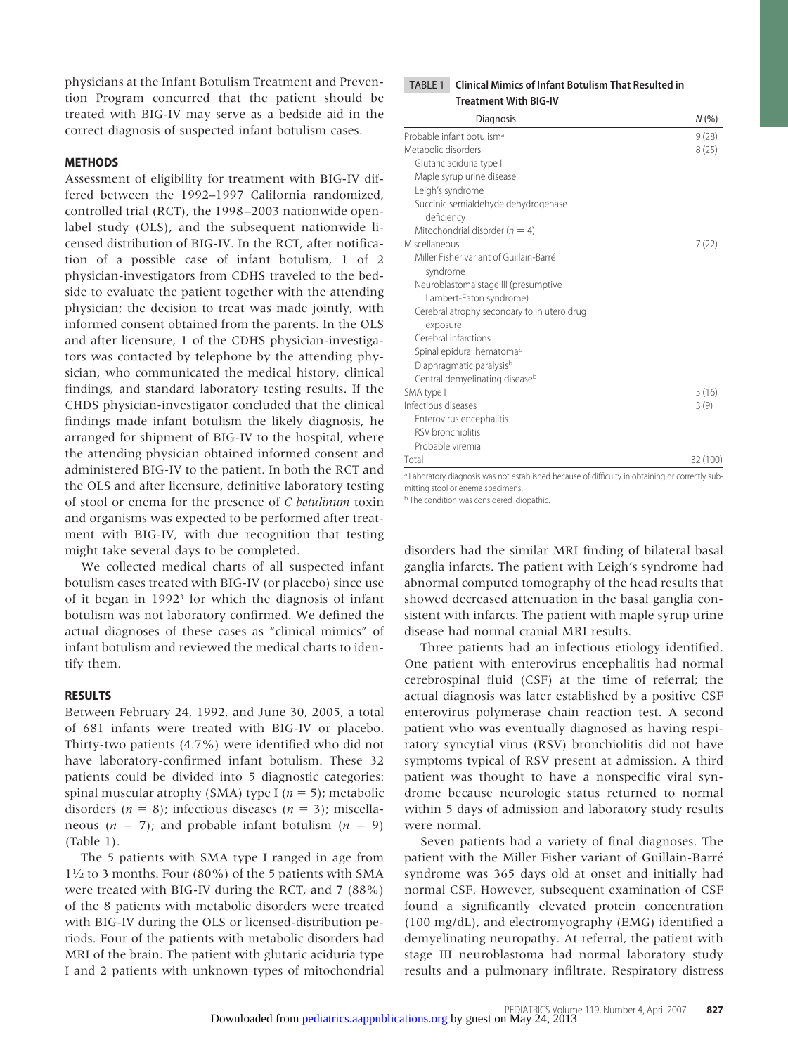physicians at the Infant Botulism Treatment and Prevention Program concurred that the patient should be treated with BIG-IV may serve as a bedside aid in the correct diagnosis of suspected infant botulism cases.

## METHODS

Assessment of eligibility for treatment with BIG-IV differed between the 1992–1997 California randomized, controlled trial (RCT), the 1998–2003 nationwide open-label study (OLS), and the subsequent nationwide licensed distribution of BIG-IV. In the RCT, after notification of a possible case of infant botulism, 1 of 2 physician-investigators from CDHS traveled to the bedside to evaluate the patient together with the attending physician; the decision to treat was made jointly, with informed consent obtained from the parents. In the OLS and after licensure, 1 of the CDHS physician-investigators was contacted by telephone by the attending physician, who communicated the medical history, clinical findings, and standard laboratory testing results. If the CHDS physician-investigator concluded that the clinical findings made infant botulism the likely diagnosis, he arranged for shipment of BIG-IV to the hospital, where the attending physician obtained informed consent and administered BIG-IV to the patient. In both the RCT and the OLS and after licensure, definitive laboratory testing of stool or enema for the presence of *C botulinum* toxin and organisms was expected to be performed after treatment with BIG-IV, with due recognition that testing might take several days to be completed.

We collected medical charts of all suspected infant botulism cases treated with BIG-IV (or placebo) since use of it began in 1992[3] for which the diagnosis of infant botulism was not laboratory confirmed. We defined the actual diagnoses of these cases as "clinical mimics" of infant botulism and reviewed the medical charts to identify them.

## RESULTS

Between February 24, 1992, and June 30, 2005, a total of 681 infants were treated with BIG-IV or placebo. Thirty-two patients (4.7%) were identified who did not have laboratory-confirmed infant botulism. These 32 patients could be divided into 5 diagnostic categories: spinal muscular atrophy (SMA) type I ($n = 5$); metabolic disorders ($n = 8$); infectious diseases ($n = 3$); miscellaneous ($n = 7$); and probable infant botulism ($n = 9$) (Table 1).

The 5 patients with SMA type I ranged in age from 1½ to 3 months. Four (80%) of the 5 patients with SMA were treated with BIG-IV during the RCT, and 7 (88%) of the 8 patients with metabolic disorders were treated with BIG-IV during the OLS or licensed-distribution periods. Four of the patients with metabolic disorders had MRI of the brain. The patient with glutaric aciduria type I and 2 patients with unknown types of mitochondrial disorders had the similar MRI finding of bilateral basal ganglia infarcts. The patient with Leigh's syndrome had abnormal computed tomography of the head results that showed decreased attenuation in the basal ganglia consistent with infarcts. The patient with maple syrup urine disease had normal cranial MRI results.

**TABLE 1 Clinical Mimics of Infant Botulism That Resulted in Treatment With BIG-IV**

| Diagnosis | N (%) |
|---|---|
| Probable infant botulism[a] | 9 (28) |
| Metabolic disorders | 8 (25) |
| Glutaric aciduria type I | |
| Maple syrup urine disease | |
| Leigh's syndrome | |
| Succinic semialdehyde dehydrogenase deficiency | |
| Mitochondrial disorder ($n = 4$) | |
| Miscellaneous | 7 (22) |
| Miller Fisher variant of Guillain-Barré syndrome | |
| Neuroblastoma stage III (presumptive Lambert-Eaton syndrome) | |
| Cerebral atrophy secondary to in utero drug exposure | |
| Cerebral infarctions | |
| Spinal epidural hematoma[b] | |
| Diaphragmatic paralysis[b] | |
| Central demyelinating disease[b] | |
| SMA type I | 5 (16) |
| Infectious diseases | 3 (9) |
| Enterovirus encephalitis | |
| RSV bronchiolitis | |
| Probable viremia | |
| Total | 32 (100) |

[a] Laboratory diagnosis was not established because of difficulty in obtaining or correctly submitting stool or enema specimens.
[b] The condition was considered idiopathic.

Three patients had an infectious etiology identified. One patient with enterovirus encephalitis had normal cerebrospinal fluid (CSF) at the time of referral; the actual diagnosis was later established by a positive CSF enterovirus polymerase chain reaction test. A second patient who was eventually diagnosed as having respiratory syncytial virus (RSV) bronchiolitis did not have symptoms typical of RSV present at admission. A third patient was thought to have a nonspecific viral syndrome because neurologic status returned to normal within 5 days of admission and laboratory study results were normal.

Seven patients had a variety of final diagnoses. The patient with the Miller Fisher variant of Guillain-Barré syndrome was 365 days old at onset and initially had normal CSF. However, subsequent examination of CSF found a significantly elevated protein concentration (100 mg/dL), and electromyography (EMG) identified a demyelinating neuropathy. At referral, the patient with stage III neuroblastoma had normal laboratory study results and a pulmonary infiltrate. Respiratory distress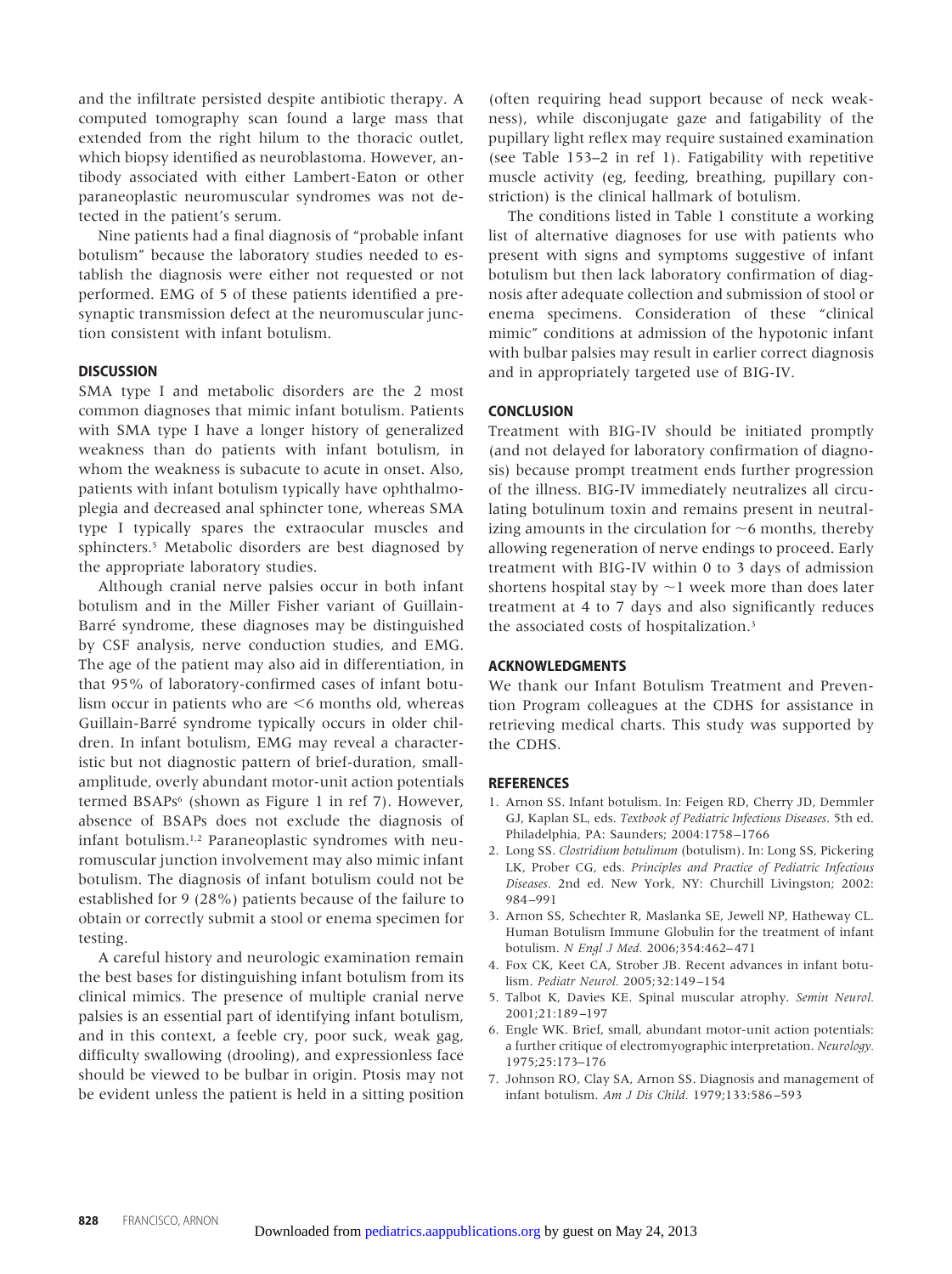and the infiltrate persisted despite antibiotic therapy. A computed tomography scan found a large mass that extended from the right hilum to the thoracic outlet, which biopsy identified as neuroblastoma. However, antibody associated with either Lambert-Eaton or other paraneoplastic neuromuscular syndromes was not detected in the patient's serum.

Nine patients had a final diagnosis of "probable infant botulism" because the laboratory studies needed to establish the diagnosis were either not requested or not performed. EMG of 5 of these patients identified a presynaptic transmission defect at the neuromuscular junction consistent with infant botulism.

## DISCUSSION

SMA type I and metabolic disorders are the 2 most common diagnoses that mimic infant botulism. Patients with SMA type I have a longer history of generalized weakness than do patients with infant botulism, in whom the weakness is subacute to acute in onset. Also, patients with infant botulism typically have ophthalmoplegia and decreased anal sphincter tone, whereas SMA type I typically spares the extraocular muscles and sphincters.[5] Metabolic disorders are best diagnosed by the appropriate laboratory studies.

Although cranial nerve palsies occur in both infant botulism and in the Miller Fisher variant of Guillain-Barré syndrome, these diagnoses may be distinguished by CSF analysis, nerve conduction studies, and EMG. The age of the patient may also aid in differentiation, in that 95% of laboratory-confirmed cases of infant botulism occur in patients who are <6 months old, whereas Guillain-Barré syndrome typically occurs in older children. In infant botulism, EMG may reveal a characteristic but not diagnostic pattern of brief-duration, small-amplitude, overly abundant motor-unit action potentials termed BSAPs[6] (shown as Figure 1 in ref 7). However, absence of BSAPs does not exclude the diagnosis of infant botulism.[1,2] Paraneoplastic syndromes with neuromuscular junction involvement may also mimic infant botulism. The diagnosis of infant botulism could not be established for 9 (28%) patients because of the failure to obtain or correctly submit a stool or enema specimen for testing.

A careful history and neurologic examination remain the best bases for distinguishing infant botulism from its clinical mimics. The presence of multiple cranial nerve palsies is an essential part of identifying infant botulism, and in this context, a feeble cry, poor suck, weak gag, difficulty swallowing (drooling), and expressionless face should be viewed to be bulbar in origin. Ptosis may not be evident unless the patient is held in a sitting position (often requiring head support because of neck weakness), while disconjugate gaze and fatigability of the pupillary light reflex may require sustained examination (see Table 153–2 in ref 1). Fatigability with repetitive muscle activity (eg, feeding, breathing, pupillary constriction) is the clinical hallmark of botulism.

The conditions listed in Table 1 constitute a working list of alternative diagnoses for use with patients who present with signs and symptoms suggestive of infant botulism but then lack laboratory confirmation of diagnosis after adequate collection and submission of stool or enema specimens. Consideration of these "clinical mimic" conditions at admission of the hypotonic infant with bulbar palsies may result in earlier correct diagnosis and in appropriately targeted use of BIG-IV.

## CONCLUSION

Treatment with BIG-IV should be initiated promptly (and not delayed for laboratory confirmation of diagnosis) because prompt treatment ends further progression of the illness. BIG-IV immediately neutralizes all circulating botulinum toxin and remains present in neutralizing amounts in the circulation for ~6 months, thereby allowing regeneration of nerve endings to proceed. Early treatment with BIG-IV within 0 to 3 days of admission shortens hospital stay by ~1 week more than does later treatment at 4 to 7 days and also significantly reduces the associated costs of hospitalization.[3]

## ACKNOWLEDGMENTS

We thank our Infant Botulism Treatment and Prevention Program colleagues at the CDHS for assistance in retrieving medical charts. This study was supported by the CDHS.

## REFERENCES

1. Arnon SS. Infant botulism. In: Feigen RD, Cherry JD, Demmler GJ, Kaplan SL, eds. *Textbook of Pediatric Infectious Diseases*. 5th ed. Philadelphia, PA: Saunders; 2004:1758–1766
2. Long SS. *Clostridium botulinum* (botulism). In: Long SS, Pickering LK, Prober CG, eds. *Principles and Practice of Pediatric Infectious Diseases*. 2nd ed. New York, NY: Churchill Livingston; 2002: 984–991
3. Arnon SS, Schechter R, Maslanka SE, Jewell NP, Hatheway CL. Human Botulism Immune Globulin for the treatment of infant botulism. *N Engl J Med.* 2006;354:462–471
4. Fox CK, Keet CA, Strober JB. Recent advances in infant botulism. *Pediatr Neurol.* 2005;32:149–154
5. Talbot K, Davies KE. Spinal muscular atrophy. *Semin Neurol.* 2001;21:189–197
6. Engle WK. Brief, small, abundant motor-unit action potentials: a further critique of electromyographic interpretation. *Neurology.* 1975;25:173–176
7. Johnson RO, Clay SA, Arnon SS. Diagnosis and management of infant botulism. *Am J Dis Child.* 1979;133:586–593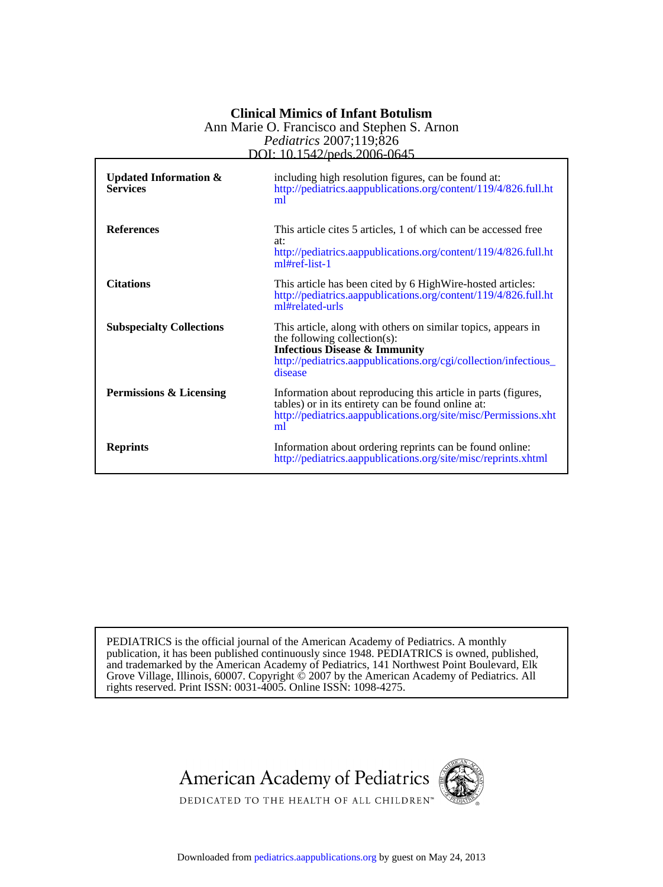**Clinical Mimics of Infant Botulism**

Ann Marie O. Francisco and Stephen S. Arnon

*Pediatrics* 2007;119;826

DOI: 10.1542/peds.2006-0645

| | |
|---|---|
| **Updated Information & Services** | including high resolution figures, can be found at: http://pediatrics.aappublications.org/content/119/4/826.full.html |
| **References** | This article cites 5 articles, 1 of which can be accessed free at: http://pediatrics.aappublications.org/content/119/4/826.full.html#ref-list-1 |
| **Citations** | This article has been cited by 6 HighWire-hosted articles: http://pediatrics.aappublications.org/content/119/4/826.full.html#related-urls |
| **Subspecialty Collections** | This article, along with others on similar topics, appears in the following collection(s): **Infectious Disease & Immunity** http://pediatrics.aappublications.org/cgi/collection/infectious_disease |
| **Permissions & Licensing** | Information about reproducing this article in parts (figures, tables) or in its entirety can be found online at: http://pediatrics.aappublications.org/site/misc/Permissions.xhtml |
| **Reprints** | Information about ordering reprints can be found online: http://pediatrics.aappublications.org/site/misc/reprints.xhtml |

PEDIATRICS is the official journal of the American Academy of Pediatrics. A monthly publication, it has been published continuously since 1948. PEDIATRICS is owned, published, and trademarked by the American Academy of Pediatrics, 141 Northwest Point Boulevard, Elk Grove Village, Illinois, 60007. Copyright © 2007 by the American Academy of Pediatrics. All rights reserved. Print ISSN: 0031-4005. Online ISSN: 1098-4275.

American Academy of Pediatrics

DEDICATED TO THE HEALTH OF ALL CHILDREN™

Downloaded from pediatrics.aappublications.org by guest on May 24, 2013